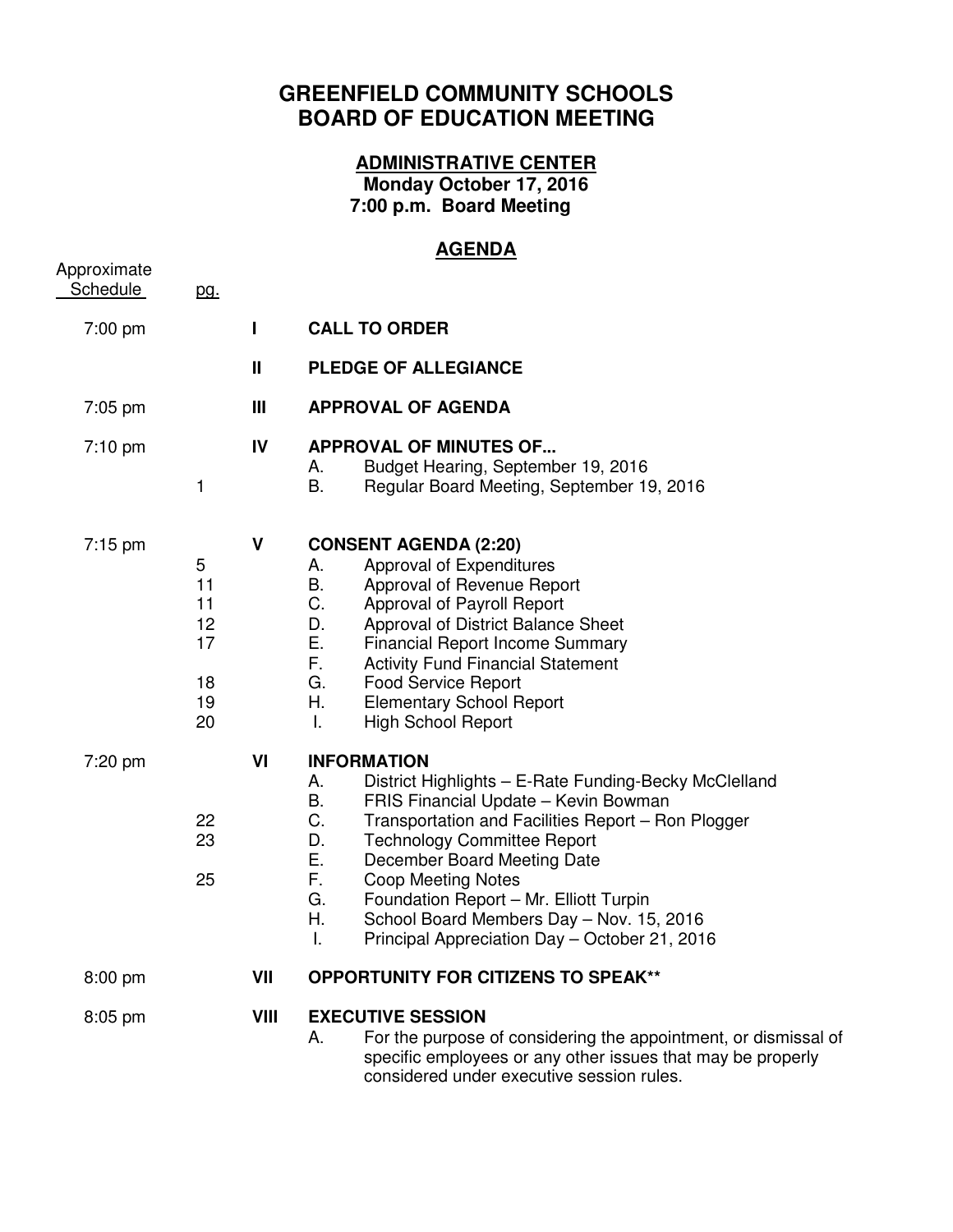# GREENFIELD COMMUNITY SCHOOLS
# BOARD OF EDUCATION MEETING

## ADMINISTRATIVE CENTER

**Monday October 17, 2016**
**7:00 p.m. Board Meeting**

## AGENDA

| Approximate Schedule | pg. | | |
|---|---|---|---|
| 7:00 pm | | **I** | **CALL TO ORDER** |
| | | **II** | **PLEDGE OF ALLEGIANCE** |
| 7:05 pm | | **III** | **APPROVAL OF AGENDA** |
| 7:10 pm | | **IV** | **APPROVAL OF MINUTES OF...** |
| | | | A. Budget Hearing, September 19, 2016 |
| | 1 | | B. Regular Board Meeting, September 19, 2016 |
| 7:15 pm | | **V** | **CONSENT AGENDA (2:20)** |
| | 5 | | A. Approval of Expenditures |
| | 11 | | B. Approval of Revenue Report |
| | 11 | | C. Approval of Payroll Report |
| | 12 | | D. Approval of District Balance Sheet |
| | 17 | | E. Financial Report Income Summary |
| | | | F. Activity Fund Financial Statement |
| | 18 | | G. Food Service Report |
| | 19 | | H. Elementary School Report |
| | 20 | | I. High School Report |
| 7:20 pm | | **VI** | **INFORMATION** |
| | | | A. District Highlights – E-Rate Funding-Becky McClelland |
| | | | B. FRIS Financial Update – Kevin Bowman |
| | 22 | | C. Transportation and Facilities Report – Ron Plogger |
| | 23 | | D. Technology Committee Report |
| | | | E. December Board Meeting Date |
| | 25 | | F. Coop Meeting Notes |
| | | | G. Foundation Report – Mr. Elliott Turpin |
| | | | H. School Board Members Day – Nov. 15, 2016 |
| | | | I. Principal Appreciation Day – October 21, 2016 |
| 8:00 pm | | **VII** | **OPPORTUNITY FOR CITIZENS TO SPEAK**** |
| 8:05 pm | | **VIII** | **EXECUTIVE SESSION** |
| | | | A. For the purpose of considering the appointment, or dismissal of specific employees or any other issues that may be properly considered under executive session rules. |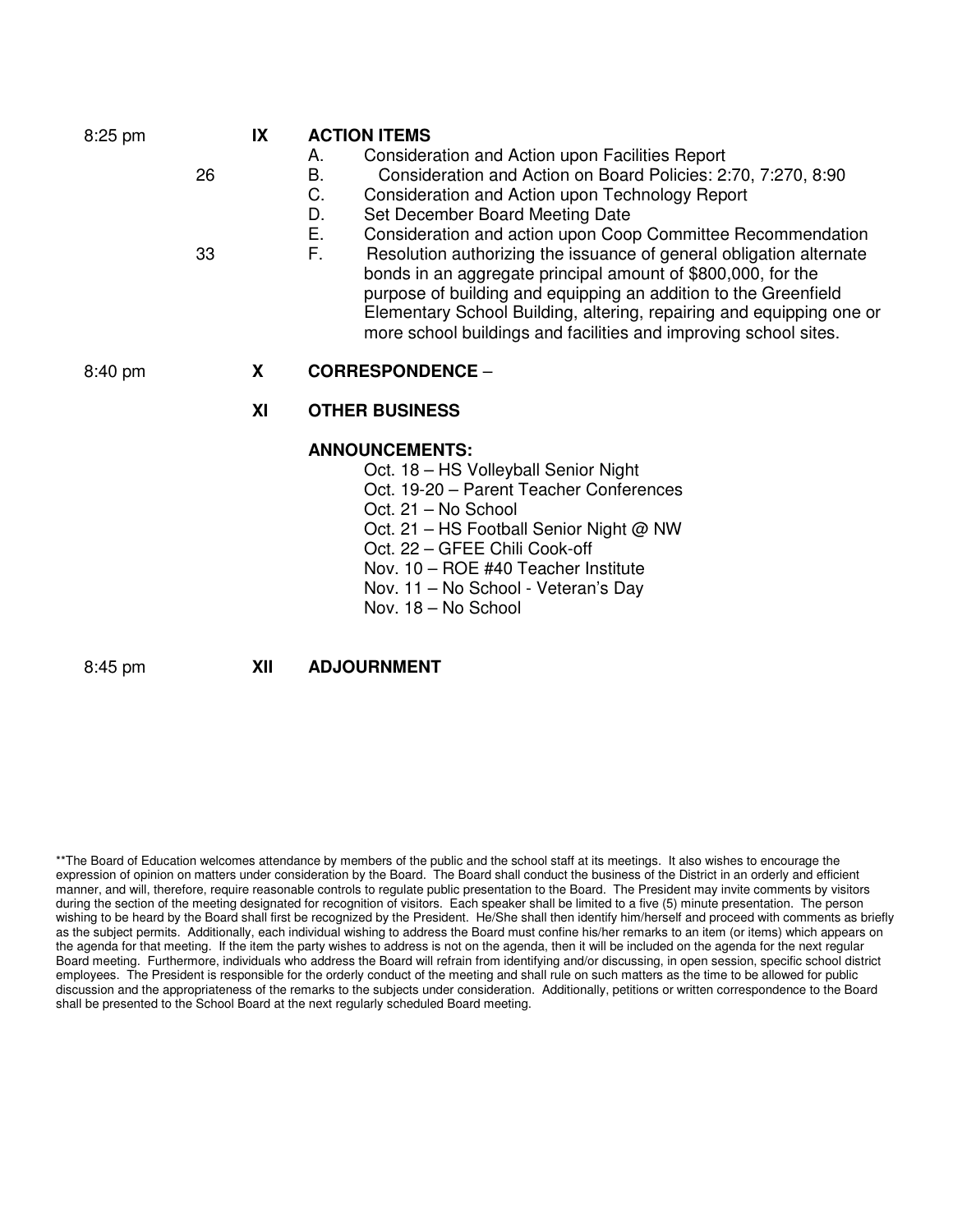8:25 pm | **IX** | **ACTION ITEMS**

- A. Consideration and Action upon Facilities Report
- 26 — B. Consideration and Action on Board Policies: 2:70, 7:270, 8:90
- C. Consideration and Action upon Technology Report
- D. Set December Board Meeting Date
- E. Consideration and action upon Coop Committee Recommendation
- 33 — F. Resolution authorizing the issuance of general obligation alternate bonds in an aggregate principal amount of $800,000, for the purpose of building and equipping an addition to the Greenfield Elementary School Building, altering, repairing and equipping one or more school buildings and facilities and improving school sites.

8:40 pm | **X** | **CORRESPONDENCE** –

**XI** | **OTHER BUSINESS**

**ANNOUNCEMENTS:**

- Oct. 18 – HS Volleyball Senior Night
- Oct. 19-20 – Parent Teacher Conferences
- Oct. 21 – No School
- Oct. 21 – HS Football Senior Night @ NW
- Oct. 22 – GFEE Chili Cook-off
- Nov. 10 – ROE #40 Teacher Institute
- Nov. 11 – No School - Veteran's Day
- Nov. 18 – No School

8:45 pm | **XII** | **ADJOURNMENT**

**The Board of Education welcomes attendance by members of the public and the school staff at its meetings. It also wishes to encourage the expression of opinion on matters under consideration by the Board. The Board shall conduct the business of the District in an orderly and efficient manner, and will, therefore, require reasonable controls to regulate public presentation to the Board. The President may invite comments by visitors during the section of the meeting designated for recognition of visitors. Each speaker shall be limited to a five (5) minute presentation. The person wishing to be heard by the Board shall first be recognized by the President. He/She shall then identify him/herself and proceed with comments as briefly as the subject permits. Additionally, each individual wishing to address the Board must confine his/her remarks to an item (or items) which appears on the agenda for that meeting. If the item the party wishes to address is not on the agenda, then it will be included on the agenda for the next regular Board meeting. Furthermore, individuals who address the Board will refrain from identifying and/or discussing, in open session, specific school district employees. The President is responsible for the orderly conduct of the meeting and shall rule on such matters as the time to be allowed for public discussion and the appropriateness of the remarks to the subjects under consideration. Additionally, petitions or written correspondence to the Board shall be presented to the School Board at the next regularly scheduled Board meeting.